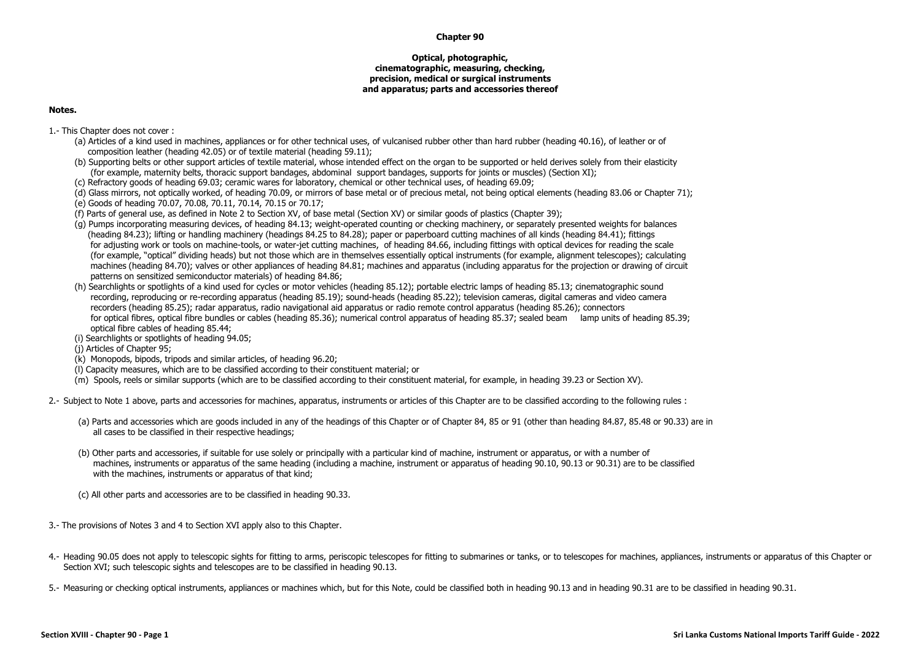# Chapter 90

## Optical, photographic, cinematographic, measuring, checking, precision, medical or surgical instruments and apparatus; parts and accessories thereof

**Notes.**

1.- This Chapter does not cover :

(a) Articles of a kind used in machines, appliances or for other technical uses, of vulcanised rubber other than hard rubber (heading 40.16), of leather or of composition leather (heading 42.05) or of textile material (heading 59.11);

(b) Supporting belts or other support articles of textile material, whose intended effect on the organ to be supported or held derives solely from their elasticity (for example, maternity belts, thoracic support bandages, abdominal support bandages, supports for joints or muscles) (Section XI);

(c) Refractory goods of heading 69.03; ceramic wares for laboratory, chemical or other technical uses, of heading 69.09;

(d) Glass mirrors, not optically worked, of heading 70.09, or mirrors of base metal or of precious metal, not being optical elements (heading 83.06 or Chapter 71);

(e) Goods of heading 70.07, 70.08, 70.11, 70.14, 70.15 or 70.17;

(f) Parts of general use, as defined in Note 2 to Section XV, of base metal (Section XV) or similar goods of plastics (Chapter 39);

(g) Pumps incorporating measuring devices, of heading 84.13; weight-operated counting or checking machinery, or separately presented weights for balances (heading 84.23); lifting or handling machinery (headings 84.25 to 84.28); paper or paperboard cutting machines of all kinds (heading 84.41); fittings for adjusting work or tools on machine-tools, or water-jet cutting machines, of heading 84.66, including fittings with optical devices for reading the scale (for example, "optical" dividing heads) but not those which are in themselves essentially optical instruments (for example, alignment telescopes); calculating machines (heading 84.70); valves or other appliances of heading 84.81; machines and apparatus (including apparatus for the projection or drawing of circuit patterns on sensitized semiconductor materials) of heading 84.86;

(h) Searchlights or spotlights of a kind used for cycles or motor vehicles (heading 85.12); portable electric lamps of heading 85.13; cinematographic sound recording, reproducing or re-recording apparatus (heading 85.19); sound-heads (heading 85.22); television cameras, digital cameras and video camera recorders (heading 85.25); radar apparatus, radio navigational aid apparatus or radio remote control apparatus (heading 85.26); connectors for optical fibres, optical fibre bundles or cables (heading 85.36); numerical control apparatus of heading 85.37; sealed beam lamp units of heading 85.39; optical fibre cables of heading 85.44;

(i) Searchlights or spotlights of heading 94.05;

(j) Articles of Chapter 95;

(k) Monopods, bipods, tripods and similar articles, of heading 96.20;

(l) Capacity measures, which are to be classified according to their constituent material; or

(m) Spools, reels or similar supports (which are to be classified according to their constituent material, for example, in heading 39.23 or Section XV).

2.- Subject to Note 1 above, parts and accessories for machines, apparatus, instruments or articles of this Chapter are to be classified according to the following rules :

(a) Parts and accessories which are goods included in any of the headings of this Chapter or of Chapter 84, 85 or 91 (other than heading 84.87, 85.48 or 90.33) are in all cases to be classified in their respective headings;

(b) Other parts and accessories, if suitable for use solely or principally with a particular kind of machine, instrument or apparatus, or with a number of machines, instruments or apparatus of the same heading (including a machine, instrument or apparatus of heading 90.10, 90.13 or 90.31) are to be classified with the machines, instruments or apparatus of that kind;

(c) All other parts and accessories are to be classified in heading 90.33.

3.- The provisions of Notes 3 and 4 to Section XVI apply also to this Chapter.

4.- Heading 90.05 does not apply to telescopic sights for fitting to arms, periscopic telescopes for fitting to submarines or tanks, or to telescopes for machines, appliances, instruments or apparatus of this Chapter or Section XVI; such telescopic sights and telescopes are to be classified in heading 90.13.

5.- Measuring or checking optical instruments, appliances or machines which, but for this Note, could be classified both in heading 90.13 and in heading 90.31 are to be classified in heading 90.31.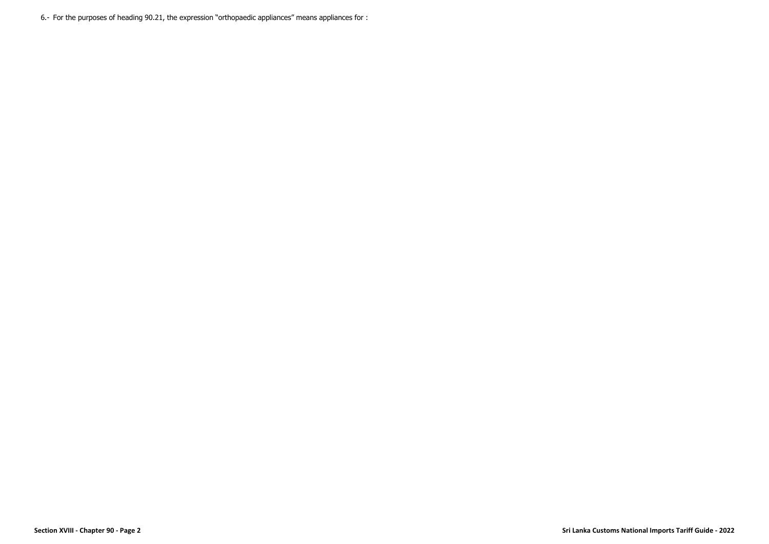6.- For the purposes of heading 90.21, the expression "orthopaedic appliances" means appliances for :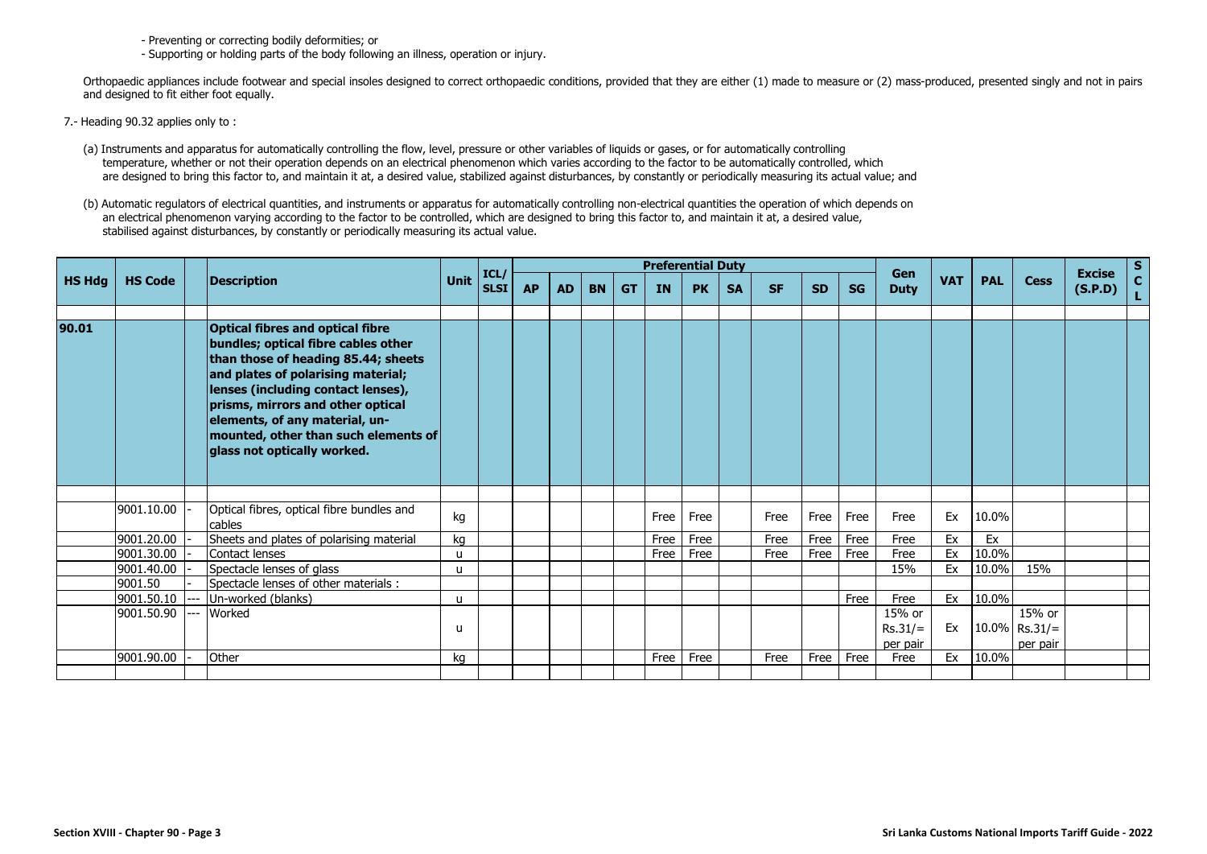- Preventing or correcting bodily deformities; or
- Supporting or holding parts of the body following an illness, operation or injury.

Orthopaedic appliances include footwear and special insoles designed to correct orthopaedic conditions, provided that they are either (1) made to measure or (2) mass-produced, presented singly and not in pairs and designed to fit either foot equally.

7.- Heading 90.32 applies only to :

(a) Instruments and apparatus for automatically controlling the flow, level, pressure or other variables of liquids or gases, or for automatically controlling temperature, whether or not their operation depends on an electrical phenomenon which varies according to the factor to be automatically controlled, which are designed to bring this factor to, and maintain it at, a desired value, stabilized against disturbances, by constantly or periodically measuring its actual value; and

(b) Automatic regulators of electrical quantities, and instruments or apparatus for automatically controlling non-electrical quantities the operation of which depends on an electrical phenomenon varying according to the factor to be controlled, which are designed to bring this factor to, and maintain it at, a desired value, stabilised against disturbances, by constantly or periodically measuring its actual value.

| HS Hdg | HS Code | | Description | Unit | ICL/ SLSI | Preferential Duty | | | | | | | | | | Gen Duty | VAT | PAL | Cess | Excise (S.P.D) | SCL |
|---|---|---|---|---|---|---|---|---|---|---|---|---|---|---|---|---|---|---|---|---|---|
| | | | | | | AP | AD | BN | GT | IN | PK | SA | SF | SD | SG | | | | | | |
| 90.01 | | | **Optical fibres and optical fibre bundles; optical fibre cables other than those of heading 85.44; sheets and plates of polarising material; lenses (including contact lenses), prisms, mirrors and other optical elements, of any material, un-mounted, other than such elements of glass not optically worked.** | | | | | | | | | | | | | | | | | | |
| | 9001.10.00 | - | Optical fibres, optical fibre bundles and cables | kg | | | | | | Free | Free | | Free | Free | Free | Free | Ex | 10.0% | | | |
| | 9001.20.00 | - | Sheets and plates of polarising material | kg | | | | | | Free | Free | | Free | Free | Free | Free | Ex | Ex | | | |
| | 9001.30.00 | - | Contact lenses | u | | | | | | Free | Free | | Free | Free | Free | Free | Ex | 10.0% | | | |
| | 9001.40.00 | - | Spectacle lenses of glass | u | | | | | | | | | | | | 15% | Ex | 10.0% | 15% | | |
| | 9001.50 | - | Spectacle lenses of other materials : | | | | | | | | | | | | | | | | | | |
| | 9001.50.10 | --- | Un-worked (blanks) | u | | | | | | | | | | | Free | Free | Ex | 10.0% | | | |
| | 9001.50.90 | --- | Worked | u | | | | | | | | | | | | 15% or Rs.31/= per pair | Ex | 10.0% | 15% or Rs.31/= per pair | | |
| | 9001.90.00 | - | Other | kg | | | | | | Free | Free | | Free | Free | Free | Free | Ex | 10.0% | | | |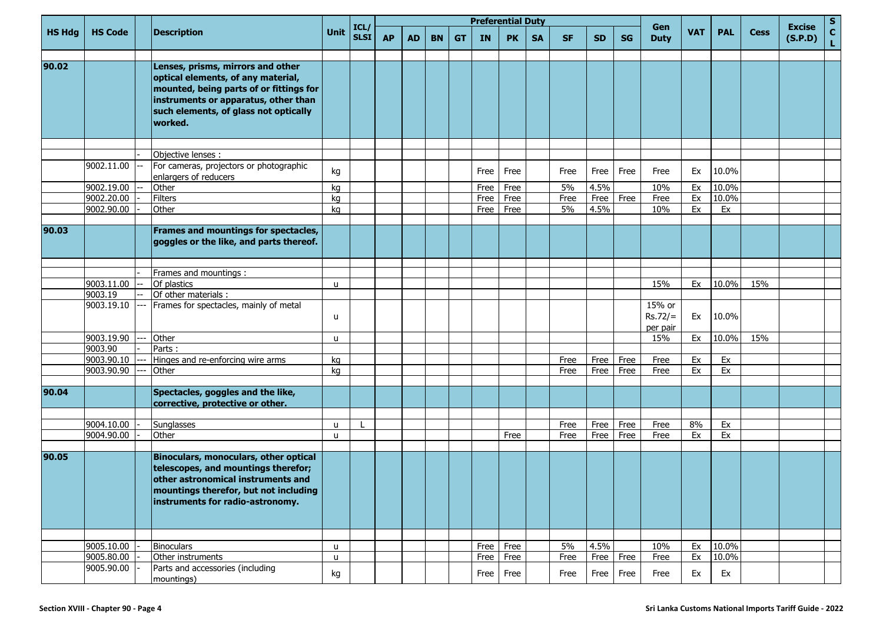| HS Hdg | HS Code | | Description | Unit | ICL/ SLSI | Preferential Duty | | | | | | | | | | Gen Duty | VAT | PAL | Cess | Excise (S.P.D) | S C L |
|---|---|---|---|---|---|---|---|---|---|---|---|---|---|---|---|---|---|---|---|---|---|
| | | | | | | AP | AD | BN | GT | IN | PK | SA | SF | SD | SG | | | | | | |
| 90.02 | | | **Lenses, prisms, mirrors and other optical elements, of any material, mounted, being parts of or fittings for instruments or apparatus, other than such elements, of glass not optically worked.** | | | | | | | | | | | | | | | | | | |
| | | - | Objective lenses : | | | | | | | | | | | | | | | | | | |
| | 9002.11.00 | -- | For cameras, projectors or photographic enlargers of reducers | kg | | | | | | Free | Free | | Free | Free | Free | Free | Ex | 10.0% | | | |
| | 9002.19.00 | -- | Other | kg | | | | | | Free | Free | | 5% | 4.5% | | 10% | Ex | 10.0% | | | |
| | 9002.20.00 | - | Filters | kg | | | | | | Free | Free | | Free | Free | Free | Free | Ex | 10.0% | | | |
| | 9002.90.00 | - | Other | kg | | | | | | Free | Free | | 5% | 4.5% | | 10% | Ex | Ex | | | |
| 90.03 | | | **Frames and mountings for spectacles, goggles or the like, and parts thereof.** | | | | | | | | | | | | | | | | | | |
| | | - | Frames and mountings : | | | | | | | | | | | | | | | | | | |
| | 9003.11.00 | -- | Of plastics | u | | | | | | | | | | | | 15% | Ex | 10.0% | 15% | | |
| | 9003.19 | -- | Of other materials : | | | | | | | | | | | | | | | | | | |
| | 9003.19.10 | --- | Frames for spectacles, mainly of metal | u | | | | | | | | | | | | 15% or Rs.72/= per pair | Ex | 10.0% | | | |
| | 9003.19.90 | --- | Other | u | | | | | | | | | | | | 15% | Ex | 10.0% | 15% | | |
| | 9003.90 | - | Parts : | | | | | | | | | | | | | | | | | | |
| | 9003.90.10 | --- | Hinges and re-enforcing wire arms | kg | | | | | | | | | Free | Free | Free | Free | Ex | Ex | | | |
| | 9003.90.90 | --- | Other | kg | | | | | | | | | Free | Free | Free | Free | Ex | Ex | | | |
| 90.04 | | | **Spectacles, goggles and the like, corrective, protective or other.** | | | | | | | | | | | | | | | | | | |
| | 9004.10.00 | - | Sunglasses | u | L | | | | | | | | Free | Free | Free | Free | 8% | Ex | | | |
| | 9004.90.00 | - | Other | u | | | | | | | Free | | Free | Free | Free | Free | Ex | Ex | | | |
| 90.05 | | | **Binoculars, monoculars, other optical telescopes, and mountings therefor; other astronomical instruments and mountings therefor, but not including instruments for radio-astronomy.** | | | | | | | | | | | | | | | | | | |
| | 9005.10.00 | - | Binoculars | u | | | | | | Free | Free | | 5% | 4.5% | | 10% | Ex | 10.0% | | | |
| | 9005.80.00 | - | Other instruments | u | | | | | | Free | Free | | Free | Free | Free | Free | Ex | 10.0% | | | |
| | 9005.90.00 | - | Parts and accessories (including mountings) | kg | | | | | | Free | Free | | Free | Free | Free | Free | Ex | Ex | | | |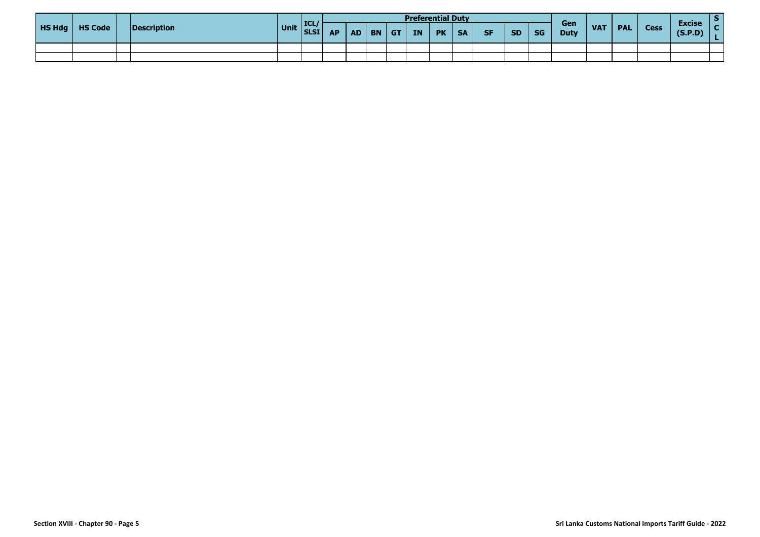| HS Hdg | HS Code | | Description | Unit | ICL/ SLSI | Preferential Duty | | | | | | | | | | Gen Duty | VAT | PAL | Cess | Excise (S.P.D) | S C L |
|---|---|---|---|---|---|---|---|---|---|---|---|---|---|---|---|---|---|---|---|---|---|
| | | | | | | AP | AD | BN | GT | IN | PK | SA | SF | SD | SG | | | | | | |
| | | | | | | | | | | | | | | | | | | | | | |
| | | | | | | | | | | | | | | | | | | | | | |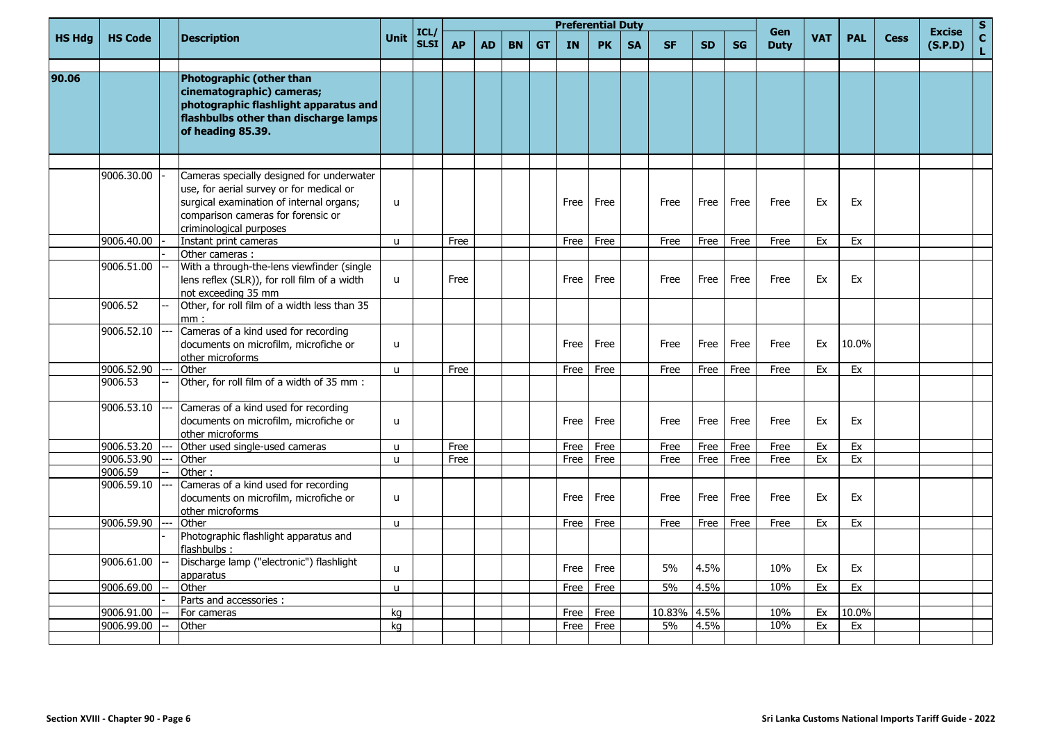| HS Hdg | HS Code | | Description | Unit | ICL/ SLSI | Preferential Duty | | | | | | | | | | Gen Duty | VAT | PAL | Cess | Excise (S.P.D) | S C L |
|---|---|---|---|---|---|---|---|---|---|---|---|---|---|---|---|---|---|---|---|---|---|
| | | | | | | AP | AD | BN | GT | IN | PK | SA | SF | SD | SG | | | | | | |
| | | | | | | | | | | | | | | | | | | | | | |
| 90.06 | | | **Photographic (other than cinematographic) cameras; photographic flashlight apparatus and flashbulbs other than discharge lamps of heading 85.39.** | | | | | | | | | | | | | | | | | | |
| | | | | | | | | | | | | | | | | | | | | | |
| | 9006.30.00 | - | Cameras specially designed for underwater use, for aerial survey or for medical or surgical examination of internal organs; comparison cameras for forensic or criminological purposes | u | | | | | | Free | Free | | Free | Free | Free | Free | Ex | Ex | | | |
| | 9006.40.00 | - | Instant print cameras | u | | Free | | | | Free | Free | | Free | Free | Free | Free | Ex | Ex | | | |
| | | - | Other cameras : | | | | | | | | | | | | | | | | | | |
| | 9006.51.00 | -- | With a through-the-lens viewfinder (single lens reflex (SLR)), for roll film of a width not exceeding 35 mm | u | | Free | | | | Free | Free | | Free | Free | Free | Free | Ex | Ex | | | |
| | 9006.52 | -- | Other, for roll film of a width less than 35 mm : | | | | | | | | | | | | | | | | | | |
| | 9006.52.10 | --- | Cameras of a kind used for recording documents on microfilm, microfiche or other microforms | u | | | | | | Free | Free | | Free | Free | Free | Free | Ex | 10.0% | | | |
| | 9006.52.90 | --- | Other | u | | Free | | | | Free | Free | | Free | Free | Free | Free | Ex | Ex | | | |
| | 9006.53 | -- | Other, for roll film of a width of 35 mm : | | | | | | | | | | | | | | | | | | |
| | 9006.53.10 | --- | Cameras of a kind used for recording documents on microfilm, microfiche or other microforms | u | | | | | | Free | Free | | Free | Free | Free | Free | Ex | Ex | | | |
| | 9006.53.20 | --- | Other used single-used cameras | u | | Free | | | | Free | Free | | Free | Free | Free | Free | Ex | Ex | | | |
| | 9006.53.90 | --- | Other | u | | Free | | | | Free | Free | | Free | Free | Free | Free | Ex | Ex | | | |
| | 9006.59 | -- | Other : | | | | | | | | | | | | | | | | | | |
| | 9006.59.10 | --- | Cameras of a kind used for recording documents on microfilm, microfiche or other microforms | u | | | | | | Free | Free | | Free | Free | Free | Free | Ex | Ex | | | |
| | 9006.59.90 | --- | Other | u | | | | | | Free | Free | | Free | Free | Free | Free | Ex | Ex | | | |
| | | - | Photographic flashlight apparatus and flashbulbs : | | | | | | | | | | | | | | | | | | |
| | 9006.61.00 | -- | Discharge lamp ("electronic") flashlight apparatus | u | | | | | | Free | Free | | 5% | 4.5% | | 10% | Ex | Ex | | | |
| | 9006.69.00 | -- | Other | u | | | | | | Free | Free | | 5% | 4.5% | | 10% | Ex | Ex | | | |
| | | - | Parts and accessories : | | | | | | | | | | | | | | | | | | |
| | 9006.91.00 | -- | For cameras | kg | | | | | | Free | Free | | 10.83% | 4.5% | | 10% | Ex | 10.0% | | | |
| | 9006.99.00 | -- | Other | kg | | | | | | Free | Free | | 5% | 4.5% | | 10% | Ex | Ex | | | |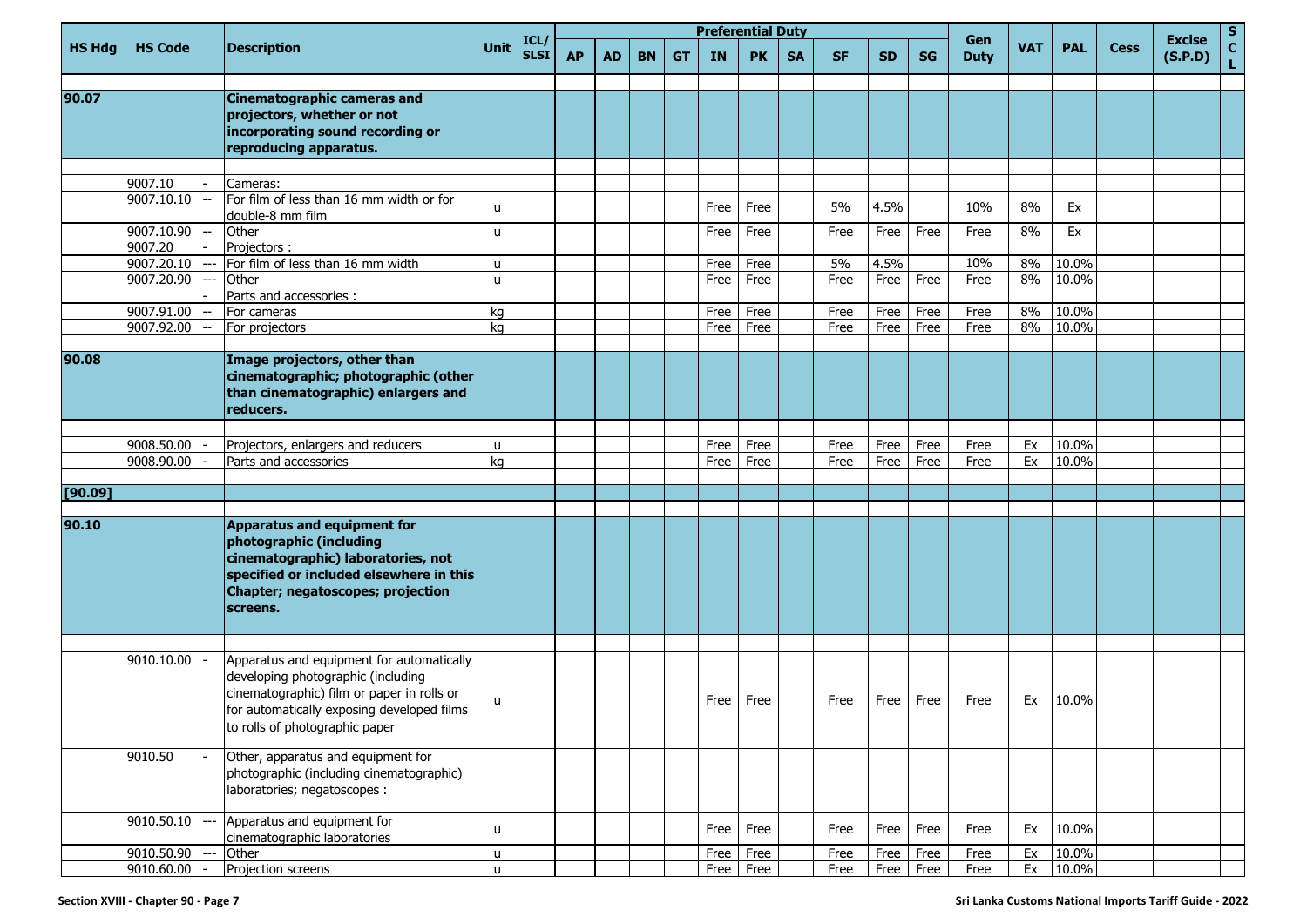| HS Hdg | HS Code | | Description | Unit | ICL/ SLSI | Preferential Duty | | | | | | | | | | Gen Duty | VAT | PAL | Cess | Excise (S.P.D) | S C L |
|---|---|---|---|---|---|---|---|---|---|---|---|---|---|---|---|---|---|---|---|---|---|
| | | | | | | AP | AD | BN | GT | IN | PK | SA | SF | SD | SG | | | | | | |
| **90.07** | | | **Cinematographic cameras and projectors, whether or not incorporating sound recording or reproducing apparatus.** | | | | | | | | | | | | | | | | | | |
| | 9007.10 | - | Cameras: | | | | | | | | | | | | | | | | | | |
| | 9007.10.10 | -- | For film of less than 16 mm width or for double-8 mm film | u | | | | | | Free | Free | | 5% | 4.5% | | 10% | 8% | Ex | | | |
| | 9007.10.90 | -- | Other | u | | | | | | Free | Free | | Free | Free | Free | Free | 8% | Ex | | | |
| | 9007.20 | - | Projectors : | | | | | | | | | | | | | | | | | | |
| | 9007.20.10 | --- | For film of less than 16 mm width | u | | | | | | Free | Free | | 5% | 4.5% | | 10% | 8% | 10.0% | | | |
| | 9007.20.90 | --- | Other | u | | | | | | Free | Free | | Free | Free | Free | Free | 8% | 10.0% | | | |
| | | - | Parts and accessories : | | | | | | | | | | | | | | | | | | |
| | 9007.91.00 | -- | For cameras | kg | | | | | | Free | Free | | Free | Free | Free | Free | 8% | 10.0% | | | |
| | 9007.92.00 | -- | For projectors | kg | | | | | | Free | Free | | Free | Free | Free | Free | 8% | 10.0% | | | |
| **90.08** | | | **Image projectors, other than cinematographic; photographic (other than cinematographic) enlargers and reducers.** | | | | | | | | | | | | | | | | | | |
| | 9008.50.00 | - | Projectors, enlargers and reducers | u | | | | | | Free | Free | | Free | Free | Free | Free | Ex | 10.0% | | | |
| | 9008.90.00 | - | Parts and accessories | kg | | | | | | Free | Free | | Free | Free | Free | Free | Ex | 10.0% | | | |
| **[90.09]** | | | | | | | | | | | | | | | | | | | | | |
| **90.10** | | | **Apparatus and equipment for photographic (including cinematographic) laboratories, not specified or included elsewhere in this Chapter; negatoscopes; projection screens.** | | | | | | | | | | | | | | | | | | |
| | 9010.10.00 | - | Apparatus and equipment for automatically developing photographic (including cinematographic) film or paper in rolls or for automatically exposing developed films to rolls of photographic paper | u | | | | | | Free | Free | | Free | Free | Free | Free | Ex | 10.0% | | | |
| | 9010.50 | - | Other, apparatus and equipment for photographic (including cinematographic) laboratories; negatoscopes : | | | | | | | | | | | | | | | | | | |
| | 9010.50.10 | --- | Apparatus and equipment for cinematographic laboratories | u | | | | | | Free | Free | | Free | Free | Free | Free | Ex | 10.0% | | | |
| | 9010.50.90 | --- | Other | u | | | | | | Free | Free | | Free | Free | Free | Free | Ex | 10.0% | | | |
| | 9010.60.00 | - | Projection screens | u | | | | | | Free | Free | | Free | Free | Free | Free | Ex | 10.0% | | | |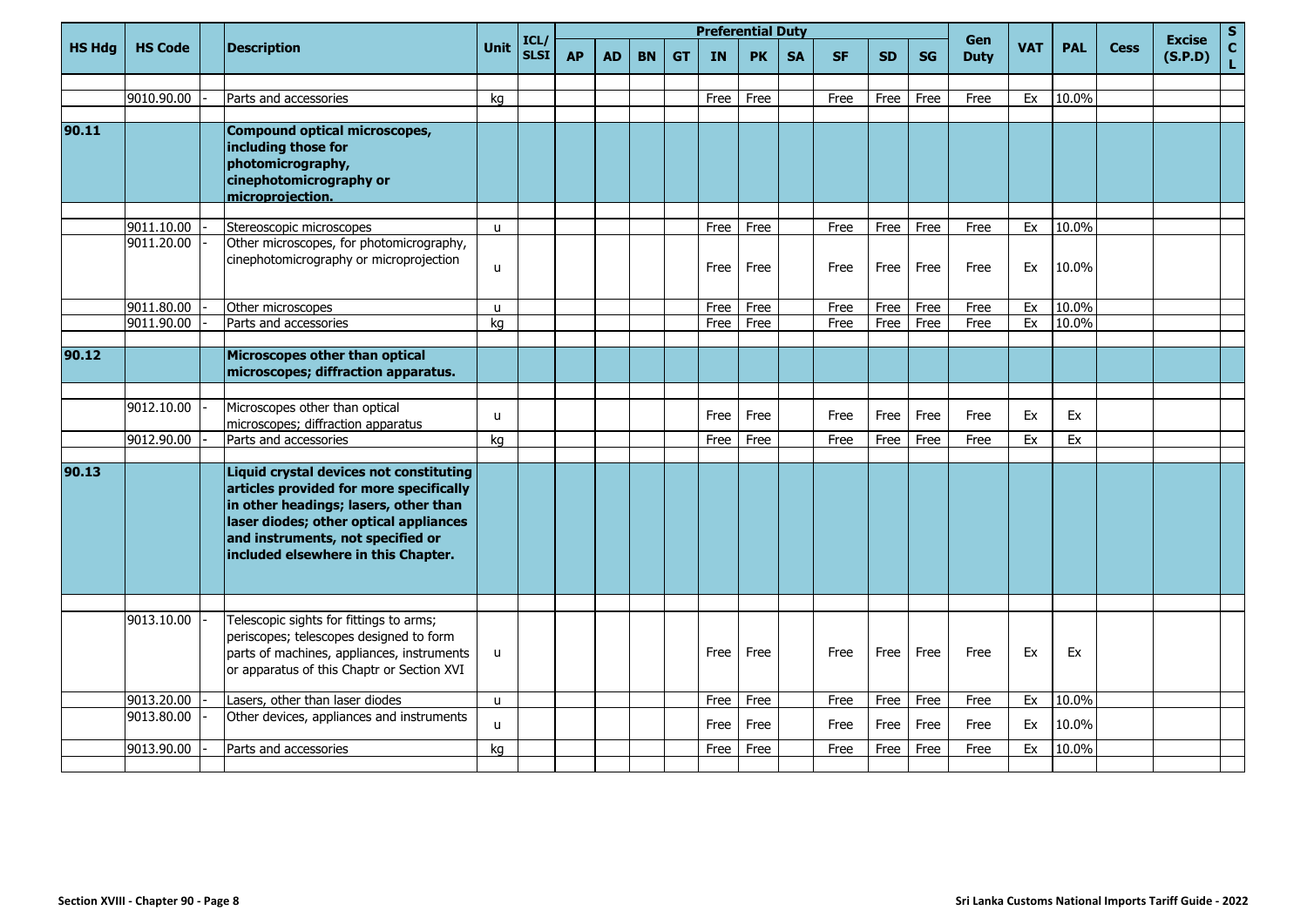| HS Hdg | HS Code | | Description | Unit | ICL/ SLSI | Preferential Duty | | | | | | | | | | Gen Duty | VAT | PAL | Cess | Excise (S.P.D) | S C L |
|---|---|---|---|---|---|---|---|---|---|---|---|---|---|---|---|---|---|---|---|---|---|
| | | | | | | AP | AD | BN | GT | IN | PK | SA | SF | SD | SG | | | | | | |
| | 9010.90.00 | - | Parts and accessories | kg | | | | | | Free | Free | | Free | Free | Free | Free | Ex | 10.0% | | | |
| **90.11** | | | **Compound optical microscopes, including those for photomicrography, cinephotomicrography or microprojection.** | | | | | | | | | | | | | | | | | | |
| | 9011.10.00 | - | Stereoscopic microscopes | u | | | | | | Free | Free | | Free | Free | Free | Free | Ex | 10.0% | | | |
| | 9011.20.00 | - | Other microscopes, for photomicrography, cinephotomicrography or microprojection | u | | | | | | Free | Free | | Free | Free | Free | Free | Ex | 10.0% | | | |
| | 9011.80.00 | - | Other microscopes | u | | | | | | Free | Free | | Free | Free | Free | Free | Ex | 10.0% | | | |
| | 9011.90.00 | - | Parts and accessories | kg | | | | | | Free | Free | | Free | Free | Free | Free | Ex | 10.0% | | | |
| **90.12** | | | **Microscopes other than optical microscopes; diffraction apparatus.** | | | | | | | | | | | | | | | | | | |
| | 9012.10.00 | - | Microscopes other than optical microscopes; diffraction apparatus | u | | | | | | Free | Free | | Free | Free | Free | Free | Ex | Ex | | | |
| | 9012.90.00 | - | Parts and accessories | kg | | | | | | Free | Free | | Free | Free | Free | Free | Ex | Ex | | | |
| **90.13** | | | **Liquid crystal devices not constituting articles provided for more specifically in other headings; lasers, other than laser diodes; other optical appliances and instruments, not specified or included elsewhere in this Chapter.** | | | | | | | | | | | | | | | | | | |
| | 9013.10.00 | - | Telescopic sights for fittings to arms; periscopes; telescopes designed to form parts of machines, appliances, instruments or apparatus of this Chaptr or Section XVI | u | | | | | | Free | Free | | Free | Free | Free | Free | Ex | Ex | | | |
| | 9013.20.00 | - | Lasers, other than laser diodes | u | | | | | | Free | Free | | Free | Free | Free | Free | Ex | 10.0% | | | |
| | 9013.80.00 | - | Other devices, appliances and instruments | u | | | | | | Free | Free | | Free | Free | Free | Free | Ex | 10.0% | | | |
| | 9013.90.00 | - | Parts and accessories | kg | | | | | | Free | Free | | Free | Free | Free | Free | Ex | 10.0% | | | |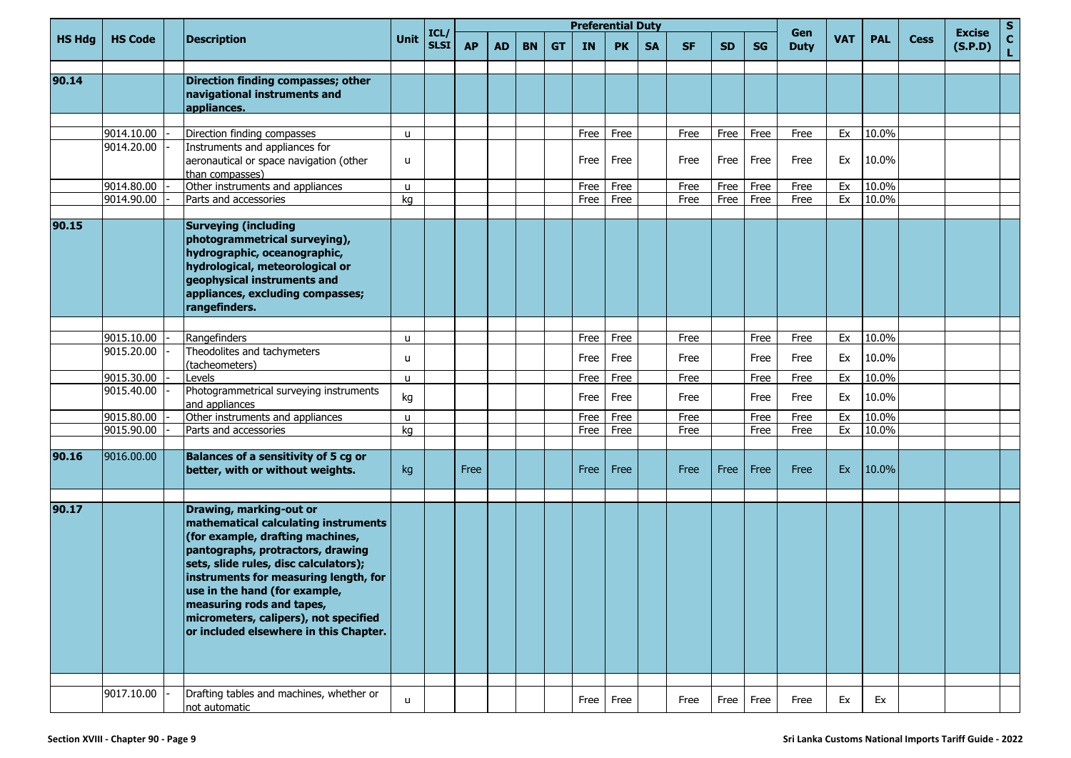| HS Hdg | HS Code | | Description | Unit | ICL/ SLSI | Preferential Duty | | | | | | | | | | Gen Duty | VAT | PAL | Cess | Excise (S.P.D) | S C L |
|---|---|---|---|---|---|---|---|---|---|---|---|---|---|---|---|---|---|---|---|---|---|
| | | | | | | AP | AD | BN | GT | IN | PK | SA | SF | SD | SG | | | | | | |
| **90.14** | | | **Direction finding compasses; other navigational instruments and appliances.** | | | | | | | | | | | | | | | | | | |
| | 9014.10.00 | - | Direction finding compasses | u | | | | | | Free | Free | | Free | Free | Free | Free | Ex | 10.0% | | | |
| | 9014.20.00 | - | Instruments and appliances for aeronautical or space navigation (other than compasses) | u | | | | | | Free | Free | | Free | Free | Free | Free | Ex | 10.0% | | | |
| | 9014.80.00 | - | Other instruments and appliances | u | | | | | | Free | Free | | Free | Free | Free | Free | Ex | 10.0% | | | |
| | 9014.90.00 | - | Parts and accessories | kg | | | | | | Free | Free | | Free | Free | Free | Free | Ex | 10.0% | | | |
| **90.15** | | | **Surveying (including photogrammetrical surveying), hydrographic, oceanographic, hydrological, meteorological or geophysical instruments and appliances, excluding compasses; rangefinders.** | | | | | | | | | | | | | | | | | | |
| | 9015.10.00 | - | Rangefinders | u | | | | | | Free | Free | | Free | | Free | Free | Ex | 10.0% | | | |
| | 9015.20.00 | - | Theodolites and tachymeters (tacheometers) | u | | | | | | Free | Free | | Free | | Free | Free | Ex | 10.0% | | | |
| | 9015.30.00 | - | Levels | u | | | | | | Free | Free | | Free | | Free | Free | Ex | 10.0% | | | |
| | 9015.40.00 | - | Photogrammetrical surveying instruments and appliances | kg | | | | | | Free | Free | | Free | | Free | Free | Ex | 10.0% | | | |
| | 9015.80.00 | - | Other instruments and appliances | u | | | | | | Free | Free | | Free | | Free | Free | Ex | 10.0% | | | |
| | 9015.90.00 | - | Parts and accessories | kg | | | | | | Free | Free | | Free | | Free | Free | Ex | 10.0% | | | |
| **90.16** | 9016.00.00 | | **Balances of a sensitivity of 5 cg or better, with or without weights.** | kg | | Free | | | | Free | Free | | Free | Free | Free | Free | Ex | 10.0% | | | |
| **90.17** | | | **Drawing, marking-out or mathematical calculating instruments (for example, drafting machines, pantographs, protractors, drawing sets, slide rules, disc calculators); instruments for measuring length, for use in the hand (for example, measuring rods and tapes, micrometers, calipers), not specified or included elsewhere in this Chapter.** | | | | | | | | | | | | | | | | | | |
| | 9017.10.00 | - | Drafting tables and machines, whether or not automatic | u | | | | | | Free | Free | | Free | Free | Free | Free | Ex | Ex | | | |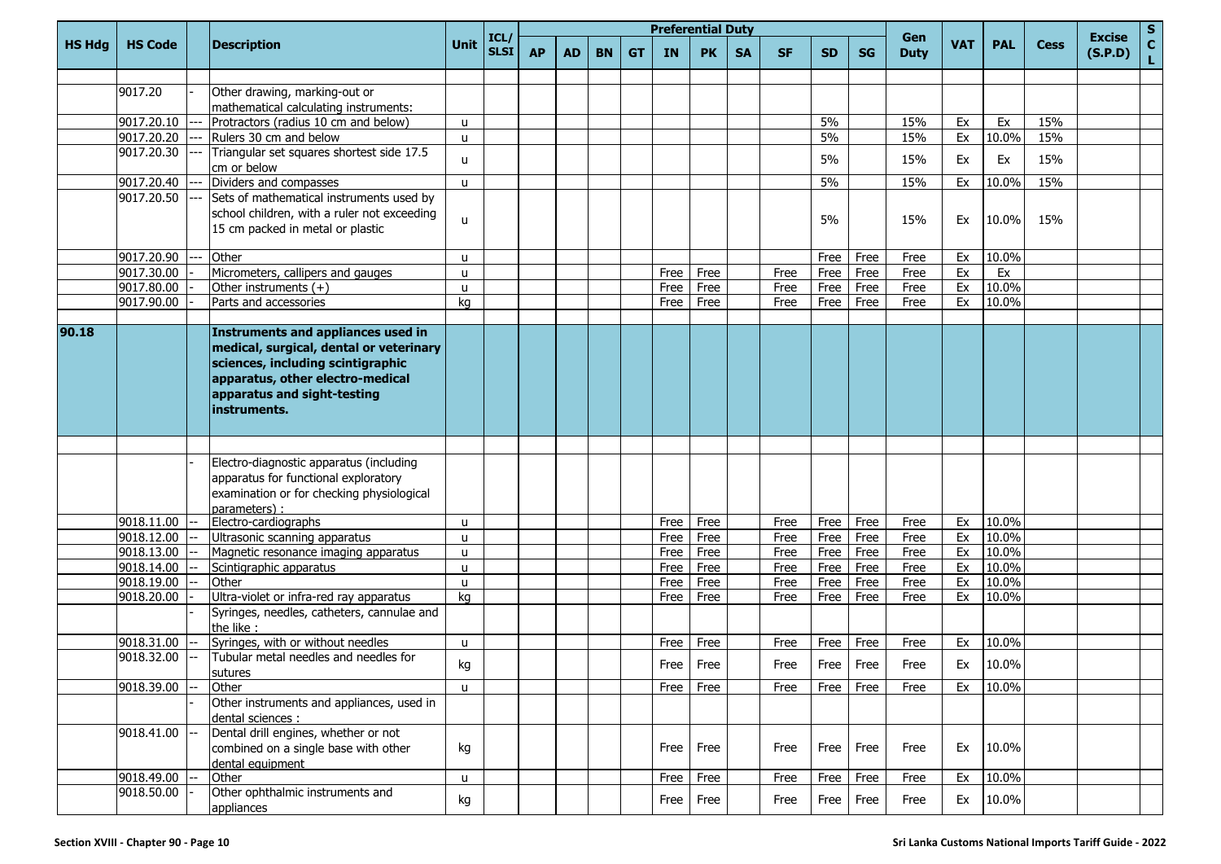| HS Hdg | HS Code | | Description | Unit | ICL/ SLSI | Preferential Duty | | | | | | | | | | Gen Duty | VAT | PAL | Cess | Excise (S.P.D) | S C L |
|---|---|---|---|---|---|---|---|---|---|---|---|---|---|---|---|---|---|---|---|---|---|
| | | | | | | AP | AD | BN | GT | IN | PK | SA | SF | SD | SG | | | | | | |
| | | | | | | | | | | | | | | | | | | | | | |
| | 9017.20 | - | Other drawing, marking-out or mathematical calculating instruments: | | | | | | | | | | | | | | | | | | |
| | 9017.20.10 | --- | Protractors (radius 10 cm and below) | u | | | | | | | | | | 5% | | 15% | Ex | Ex | 15% | | |
| | 9017.20.20 | --- | Rulers 30 cm and below | u | | | | | | | | | | 5% | | 15% | Ex | 10.0% | 15% | | |
| | 9017.20.30 | --- | Triangular set squares shortest side 17.5 cm or below | u | | | | | | | | | | 5% | | 15% | Ex | Ex | 15% | | |
| | 9017.20.40 | --- | Dividers and compasses | u | | | | | | | | | | 5% | | 15% | Ex | 10.0% | 15% | | |
| | 9017.20.50 | --- | Sets of mathematical instruments used by school children, with a ruler not exceeding 15 cm packed in metal or plastic | u | | | | | | | | | | 5% | | 15% | Ex | 10.0% | 15% | | |
| | 9017.20.90 | --- | Other | u | | | | | | | | | | Free | Free | Free | Ex | 10.0% | | | |
| | 9017.30.00 | - | Micrometers, callipers and gauges | u | | | | | | Free | Free | | Free | Free | Free | Free | Ex | Ex | | | |
| | 9017.80.00 | - | Other instruments (+) | u | | | | | | Free | Free | | Free | Free | Free | Free | Ex | 10.0% | | | |
| | 9017.90.00 | - | Parts and accessories | kg | | | | | | Free | Free | | Free | Free | Free | Free | Ex | 10.0% | | | |
| | | | | | | | | | | | | | | | | | | | | | |
| **90.18** | | | **Instruments and appliances used in medical, surgical, dental or veterinary sciences, including scintigraphic apparatus, other electro-medical apparatus and sight-testing instruments.** | | | | | | | | | | | | | | | | | | |
| | | | | | | | | | | | | | | | | | | | | | |
| | | - | Electro-diagnostic apparatus (including apparatus for functional exploratory examination or for checking physiological parameters) : | | | | | | | | | | | | | | | | | | |
| | 9018.11.00 | -- | Electro-cardiographs | u | | | | | | Free | Free | | Free | Free | Free | Free | Ex | 10.0% | | | |
| | 9018.12.00 | -- | Ultrasonic scanning apparatus | u | | | | | | Free | Free | | Free | Free | Free | Free | Ex | 10.0% | | | |
| | 9018.13.00 | -- | Magnetic resonance imaging apparatus | u | | | | | | Free | Free | | Free | Free | Free | Free | Ex | 10.0% | | | |
| | 9018.14.00 | -- | Scintigraphic apparatus | u | | | | | | Free | Free | | Free | Free | Free | Free | Ex | 10.0% | | | |
| | 9018.19.00 | -- | Other | u | | | | | | Free | Free | | Free | Free | Free | Free | Ex | 10.0% | | | |
| | 9018.20.00 | - | Ultra-violet or infra-red ray apparatus | kg | | | | | | Free | Free | | Free | Free | Free | Free | Ex | 10.0% | | | |
| | | - | Syringes, needles, catheters, cannulae and the like : | | | | | | | | | | | | | | | | | | |
| | 9018.31.00 | -- | Syringes, with or without needles | u | | | | | | Free | Free | | Free | Free | Free | Free | Ex | 10.0% | | | |
| | 9018.32.00 | -- | Tubular metal needles and needles for sutures | kg | | | | | | Free | Free | | Free | Free | Free | Free | Ex | 10.0% | | | |
| | 9018.39.00 | -- | Other | u | | | | | | Free | Free | | Free | Free | Free | Free | Ex | 10.0% | | | |
| | | - | Other instruments and appliances, used in dental sciences : | | | | | | | | | | | | | | | | | | |
| | 9018.41.00 | -- | Dental drill engines, whether or not combined on a single base with other dental equipment | kg | | | | | | Free | Free | | Free | Free | Free | Free | Ex | 10.0% | | | |
| | 9018.49.00 | -- | Other | u | | | | | | Free | Free | | Free | Free | Free | Free | Ex | 10.0% | | | |
| | 9018.50.00 | - | Other ophthalmic instruments and appliances | kg | | | | | | Free | Free | | Free | Free | Free | Free | Ex | 10.0% | | | |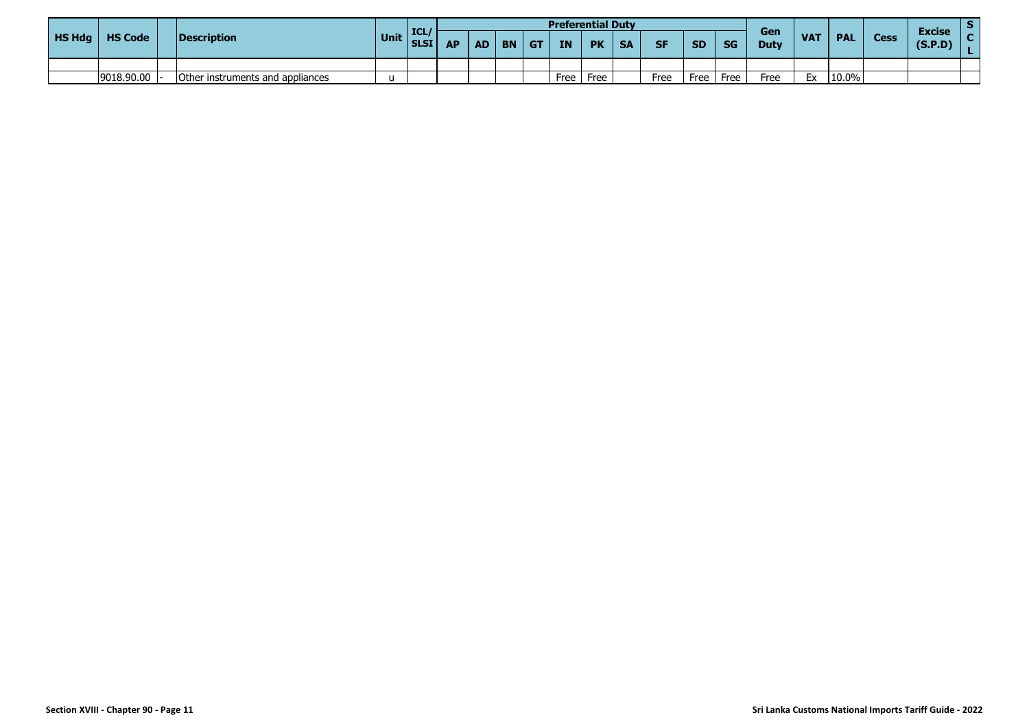| HS Hdg | HS Code | | Description | Unit | ICL/ SLSI | Preferential Duty | | | | | | | | | | Gen Duty | VAT | PAL | Cess | Excise (S.P.D) | S C L |
|---|---|---|---|---|---|---|---|---|---|---|---|---|---|---|---|---|---|---|---|---|---|
| | | | | | | AP | AD | BN | GT | IN | PK | SA | SF | SD | SG | | | | | | |
| | | | | | | | | | | | | | | | | | | | | | |
| | 9018.90.00 | - | Other instruments and appliances | u | | | | | | Free | Free | | Free | Free | Free | Free | Ex | 10.0% | | | |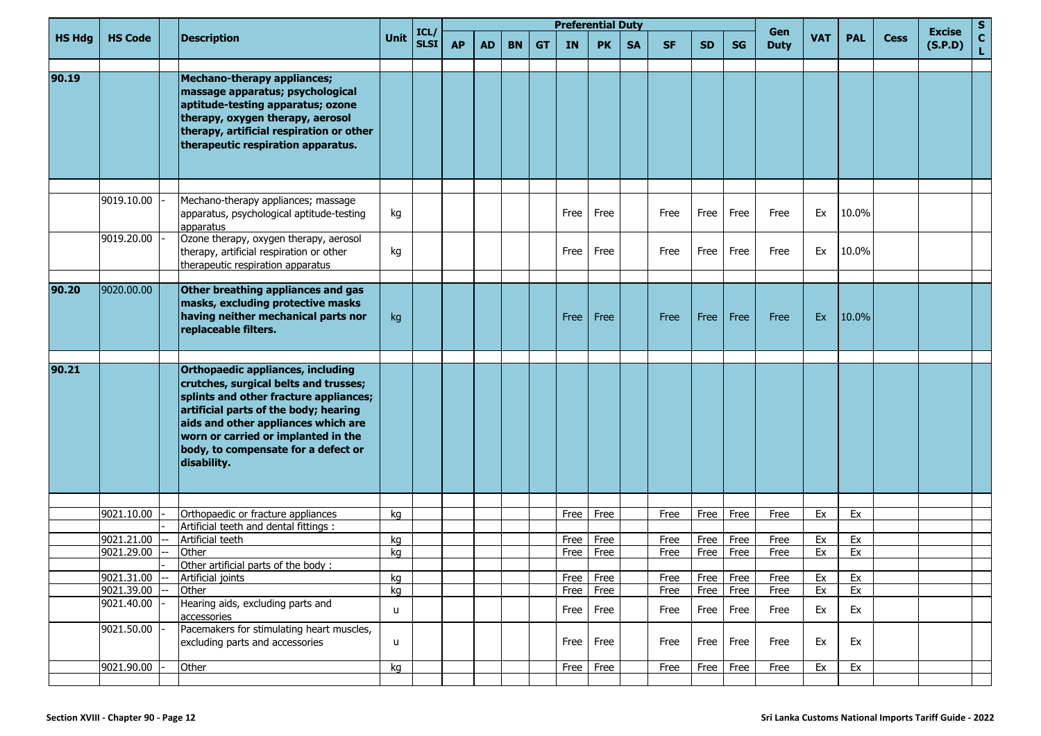| HS Hdg | HS Code | | Description | Unit | ICL/ SLSI | Preferential Duty | | | | | | | | | | Gen Duty | VAT | PAL | Cess | Excise (S.P.D) | S C L |
|---|---|---|---|---|---|---|---|---|---|---|---|---|---|---|---|---|---|---|---|---|---|
| | | | | | | AP | AD | BN | GT | IN | PK | SA | SF | SD | SG | | | | | | |
| **90.19** | | | **Mechano-therapy appliances; massage apparatus; psychological aptitude-testing apparatus; ozone therapy, oxygen therapy, aerosol therapy, artificial respiration or other therapeutic respiration apparatus.** | | | | | | | | | | | | | | | | | | |
| | 9019.10.00 | - | Mechano-therapy appliances; massage apparatus, psychological aptitude-testing apparatus | kg | | | | | | Free | Free | | Free | Free | Free | Free | Ex | 10.0% | | | |
| | 9019.20.00 | - | Ozone therapy, oxygen therapy, aerosol therapy, artificial respiration or other therapeutic respiration apparatus | kg | | | | | | Free | Free | | Free | Free | Free | Free | Ex | 10.0% | | | |
| **90.20** | 9020.00.00 | | **Other breathing appliances and gas masks, excluding protective masks having neither mechanical parts nor replaceable filters.** | kg | | | | | | Free | Free | | Free | Free | Free | Free | Ex | 10.0% | | | |
| **90.21** | | | **Orthopaedic appliances, including crutches, surgical belts and trusses; splints and other fracture appliances; artificial parts of the body; hearing aids and other appliances which are worn or carried or implanted in the body, to compensate for a defect or disability.** | | | | | | | | | | | | | | | | | | |
| | 9021.10.00 | - | Orthopaedic or fracture appliances | kg | | | | | | Free | Free | | Free | Free | Free | Free | Ex | Ex | | | |
| | | - | Artificial teeth and dental fittings : | | | | | | | | | | | | | | | | | | |
| | 9021.21.00 | -- | Artificial teeth | kg | | | | | | Free | Free | | Free | Free | Free | Free | Ex | Ex | | | |
| | 9021.29.00 | -- | Other | kg | | | | | | Free | Free | | Free | Free | Free | Free | Ex | Ex | | | |
| | | - | Other artificial parts of the body : | | | | | | | | | | | | | | | | | | |
| | 9021.31.00 | -- | Artificial joints | kg | | | | | | Free | Free | | Free | Free | Free | Free | Ex | Ex | | | |
| | 9021.39.00 | -- | Other | kg | | | | | | Free | Free | | Free | Free | Free | Free | Ex | Ex | | | |
| | 9021.40.00 | - | Hearing aids, excluding parts and accessories | u | | | | | | Free | Free | | Free | Free | Free | Free | Ex | Ex | | | |
| | 9021.50.00 | - | Pacemakers for stimulating heart muscles, excluding parts and accessories | u | | | | | | Free | Free | | Free | Free | Free | Free | Ex | Ex | | | |
| | 9021.90.00 | - | Other | kg | | | | | | Free | Free | | Free | Free | Free | Free | Ex | Ex | | | |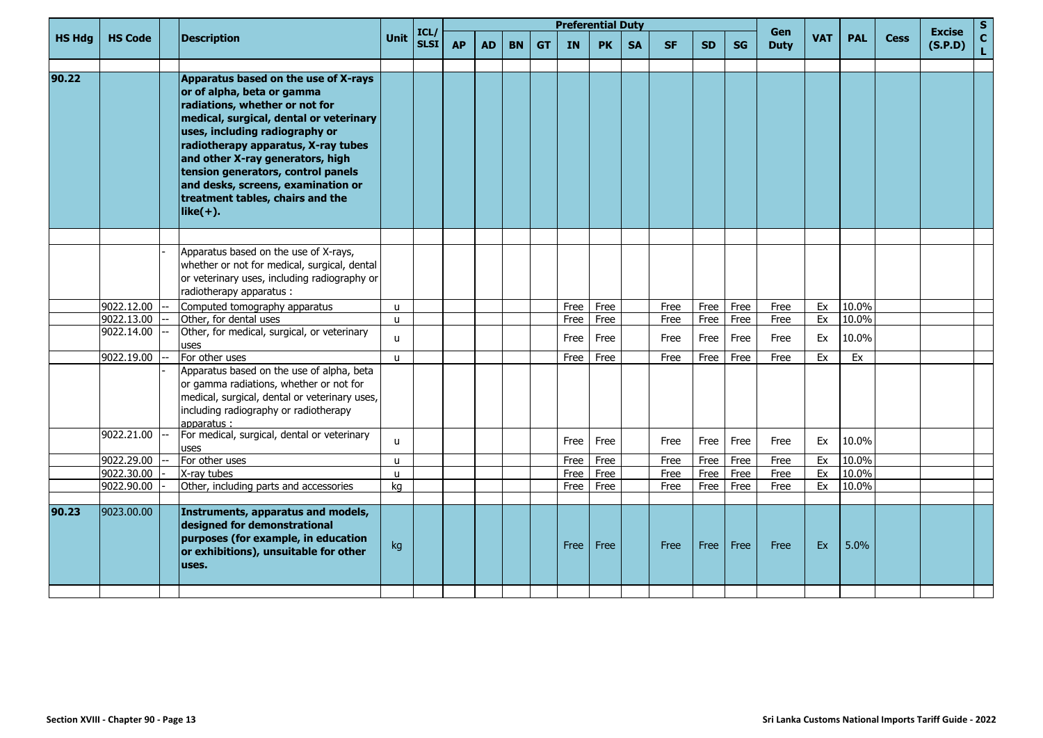| HS Hdg | HS Code | | Description | Unit | ICL/ SLSI | Preferential Duty | | | | | | | | | | Gen Duty | VAT | PAL | Cess | Excise (S.P.D) | S C L |
|---|---|---|---|---|---|---|---|---|---|---|---|---|---|---|---|---|---|---|---|---|---|
| | | | | | | AP | AD | BN | GT | IN | PK | SA | SF | SD | SG | | | | | | |
| **90.22** | | | **Apparatus based on the use of X-rays or of alpha, beta or gamma radiations, whether or not for medical, surgical, dental or veterinary uses, including radiography or radiotherapy apparatus, X-ray tubes and other X-ray generators, high tension generators, control panels and desks, screens, examination or treatment tables, chairs and the like(+).** | | | | | | | | | | | | | | | | | | |
| | | - | Apparatus based on the use of X-rays, whether or not for medical, surgical, dental or veterinary uses, including radiography or radiotherapy apparatus : | | | | | | | | | | | | | | | | | | |
| | 9022.12.00 | -- | Computed tomography apparatus | u | | | | | | Free | Free | | Free | Free | Free | Free | Ex | 10.0% | | | |
| | 9022.13.00 | -- | Other, for dental uses | u | | | | | | Free | Free | | Free | Free | Free | Free | Ex | 10.0% | | | |
| | 9022.14.00 | -- | Other, for medical, surgical, or veterinary uses | u | | | | | | Free | Free | | Free | Free | Free | Free | Ex | 10.0% | | | |
| | 9022.19.00 | -- | For other uses | u | | | | | | Free | Free | | Free | Free | Free | Free | Ex | Ex | | | |
| | | - | Apparatus based on the use of alpha, beta or gamma radiations, whether or not for medical, surgical, dental or veterinary uses, including radiography or radiotherapy apparatus : | | | | | | | | | | | | | | | | | | |
| | 9022.21.00 | -- | For medical, surgical, dental or veterinary uses | u | | | | | | Free | Free | | Free | Free | Free | Free | Ex | 10.0% | | | |
| | 9022.29.00 | -- | For other uses | u | | | | | | Free | Free | | Free | Free | Free | Free | Ex | 10.0% | | | |
| | 9022.30.00 | - | X-ray tubes | u | | | | | | Free | Free | | Free | Free | Free | Free | Ex | 10.0% | | | |
| | 9022.90.00 | - | Other, including parts and accessories | kg | | | | | | Free | Free | | Free | Free | Free | Free | Ex | 10.0% | | | |
| **90.23** | 9023.00.00 | | **Instruments, apparatus and models, designed for demonstrational purposes (for example, in education or exhibitions), unsuitable for other uses.** | kg | | | | | | Free | Free | | Free | Free | Free | Free | Ex | 5.0% | | | |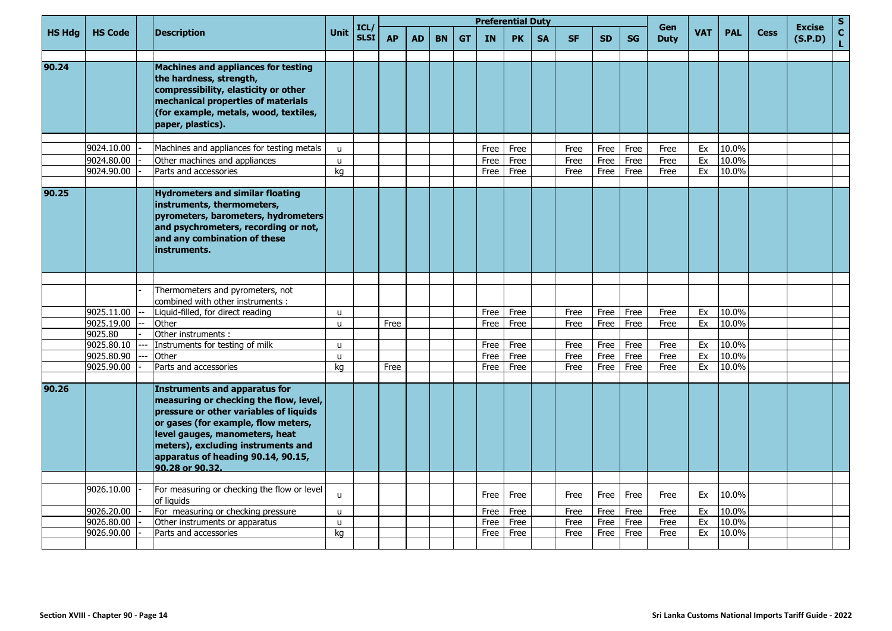| HS Hdg | HS Code | | Description | Unit | ICL/ SLSI | Preferential Duty | | | | | | | | | | Gen Duty | VAT | PAL | Cess | Excise (S.P.D) | S C L |
|---|---|---|---|---|---|---|---|---|---|---|---|---|---|---|---|---|---|---|---|---|---|
| | | | | | | AP | AD | BN | GT | IN | PK | SA | SF | SD | SG | | | | | | |
| **90.24** | | | **Machines and appliances for testing the hardness, strength, compressibility, elasticity or other mechanical properties of materials (for example, metals, wood, textiles, paper, plastics).** | | | | | | | | | | | | | | | | | | |
| | 9024.10.00 | - | Machines and appliances for testing metals | u | | | | | | Free | Free | | Free | Free | Free | Free | Ex | 10.0% | | | |
| | 9024.80.00 | - | Other machines and appliances | u | | | | | | Free | Free | | Free | Free | Free | Free | Ex | 10.0% | | | |
| | 9024.90.00 | - | Parts and accessories | kg | | | | | | Free | Free | | Free | Free | Free | Free | Ex | 10.0% | | | |
| **90.25** | | | **Hydrometers and similar floating instruments, thermometers, pyrometers, barometers, hydrometers and psychrometers, recording or not, and any combination of these instruments.** | | | | | | | | | | | | | | | | | | |
| | | - | Thermometers and pyrometers, not combined with other instruments : | | | | | | | | | | | | | | | | | | |
| | 9025.11.00 | -- | Liquid-filled, for direct reading | u | | | | | | Free | Free | | Free | Free | Free | Free | Ex | 10.0% | | | |
| | 9025.19.00 | -- | Other | u | | Free | | | | Free | Free | | Free | Free | Free | Free | Ex | 10.0% | | | |
| | 9025.80 | - | Other instruments : | | | | | | | | | | | | | | | | | | |
| | 9025.80.10 | --- | Instruments for testing of milk | u | | | | | | Free | Free | | Free | Free | Free | Free | Ex | 10.0% | | | |
| | 9025.80.90 | --- | Other | u | | | | | | Free | Free | | Free | Free | Free | Free | Ex | 10.0% | | | |
| | 9025.90.00 | - | Parts and accessories | kg | | Free | | | | Free | Free | | Free | Free | Free | Free | Ex | 10.0% | | | |
| **90.26** | | | **Instruments and apparatus for measuring or checking the flow, level, pressure or other variables of liquids or gases (for example, flow meters, level gauges, manometers, heat meters), excluding instruments and apparatus of heading 90.14, 90.15, 90.28 or 90.32.** | | | | | | | | | | | | | | | | | | |
| | 9026.10.00 | - | For measuring or checking the flow or level of liquids | u | | | | | | Free | Free | | Free | Free | Free | Free | Ex | 10.0% | | | |
| | 9026.20.00 | - | For measuring or checking pressure | u | | | | | | Free | Free | | Free | Free | Free | Free | Ex | 10.0% | | | |
| | 9026.80.00 | - | Other instruments or apparatus | u | | | | | | Free | Free | | Free | Free | Free | Free | Ex | 10.0% | | | |
| | 9026.90.00 | - | Parts and accessories | kg | | | | | | Free | Free | | Free | Free | Free | Free | Ex | 10.0% | | | |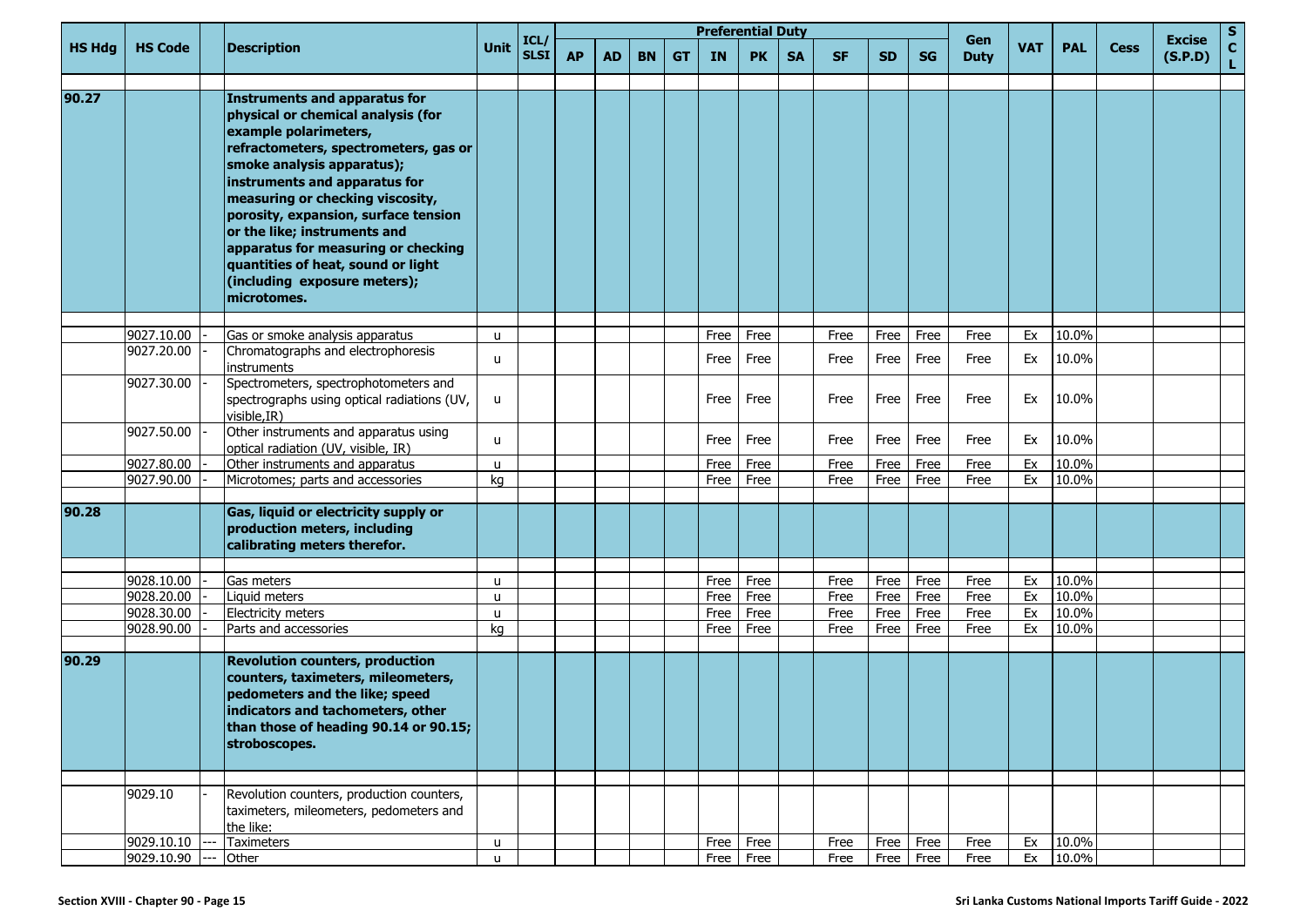| HS Hdg | HS Code | | Description | Unit | ICL/ SLSI | Preferential Duty | | | | | | | | | | Gen Duty | VAT | PAL | Cess | Excise (S.P.D) | S C L |
|---|---|---|---|---|---|---|---|---|---|---|---|---|---|---|---|---|---|---|---|---|---|
| | | | | | | AP | AD | BN | GT | IN | PK | SA | SF | SD | SG | | | | | | |
| 90.27 | | | **Instruments and apparatus for physical or chemical analysis (for example polarimeters, refractometers, spectrometers, gas or smoke analysis apparatus); instruments and apparatus for measuring or checking viscosity, porosity, expansion, surface tension or the like; instruments and apparatus for measuring or checking quantities of heat, sound or light (including exposure meters); microtomes.** | | | | | | | | | | | | | | | | | | |
| | 9027.10.00 | - | Gas or smoke analysis apparatus | u | | | | | | Free | Free | | Free | Free | Free | Free | Ex | 10.0% | | | |
| | 9027.20.00 | - | Chromatographs and electrophoresis instruments | u | | | | | | Free | Free | | Free | Free | Free | Free | Ex | 10.0% | | | |
| | 9027.30.00 | - | Spectrometers, spectrophotometers and spectrographs using optical radiations (UV, visible,IR) | u | | | | | | Free | Free | | Free | Free | Free | Free | Ex | 10.0% | | | |
| | 9027.50.00 | - | Other instruments and apparatus using optical radiation (UV, visible, IR) | u | | | | | | Free | Free | | Free | Free | Free | Free | Ex | 10.0% | | | |
| | 9027.80.00 | - | Other instruments and apparatus | u | | | | | | Free | Free | | Free | Free | Free | Free | Ex | 10.0% | | | |
| | 9027.90.00 | - | Microtomes; parts and accessories | kg | | | | | | Free | Free | | Free | Free | Free | Free | Ex | 10.0% | | | |
| 90.28 | | | **Gas, liquid or electricity supply or production meters, including calibrating meters therefor.** | | | | | | | | | | | | | | | | | | |
| | 9028.10.00 | - | Gas meters | u | | | | | | Free | Free | | Free | Free | Free | Free | Ex | 10.0% | | | |
| | 9028.20.00 | - | Liquid meters | u | | | | | | Free | Free | | Free | Free | Free | Free | Ex | 10.0% | | | |
| | 9028.30.00 | - | Electricity meters | u | | | | | | Free | Free | | Free | Free | Free | Free | Ex | 10.0% | | | |
| | 9028.90.00 | - | Parts and accessories | kg | | | | | | Free | Free | | Free | Free | Free | Free | Ex | 10.0% | | | |
| 90.29 | | | **Revolution counters, production counters, taximeters, mileometers, pedometers and the like; speed indicators and tachometers, other than those of heading 90.14 or 90.15; stroboscopes.** | | | | | | | | | | | | | | | | | | |
| | 9029.10 | - | Revolution counters, production counters, taximeters, mileometers, pedometers and the like: | | | | | | | | | | | | | | | | | | |
| | 9029.10.10 | --- | Taximeters | u | | | | | | Free | Free | | Free | Free | Free | Free | Ex | 10.0% | | | |
| | 9029.10.90 | --- | Other | u | | | | | | Free | Free | | Free | Free | Free | Free | Ex | 10.0% | | | |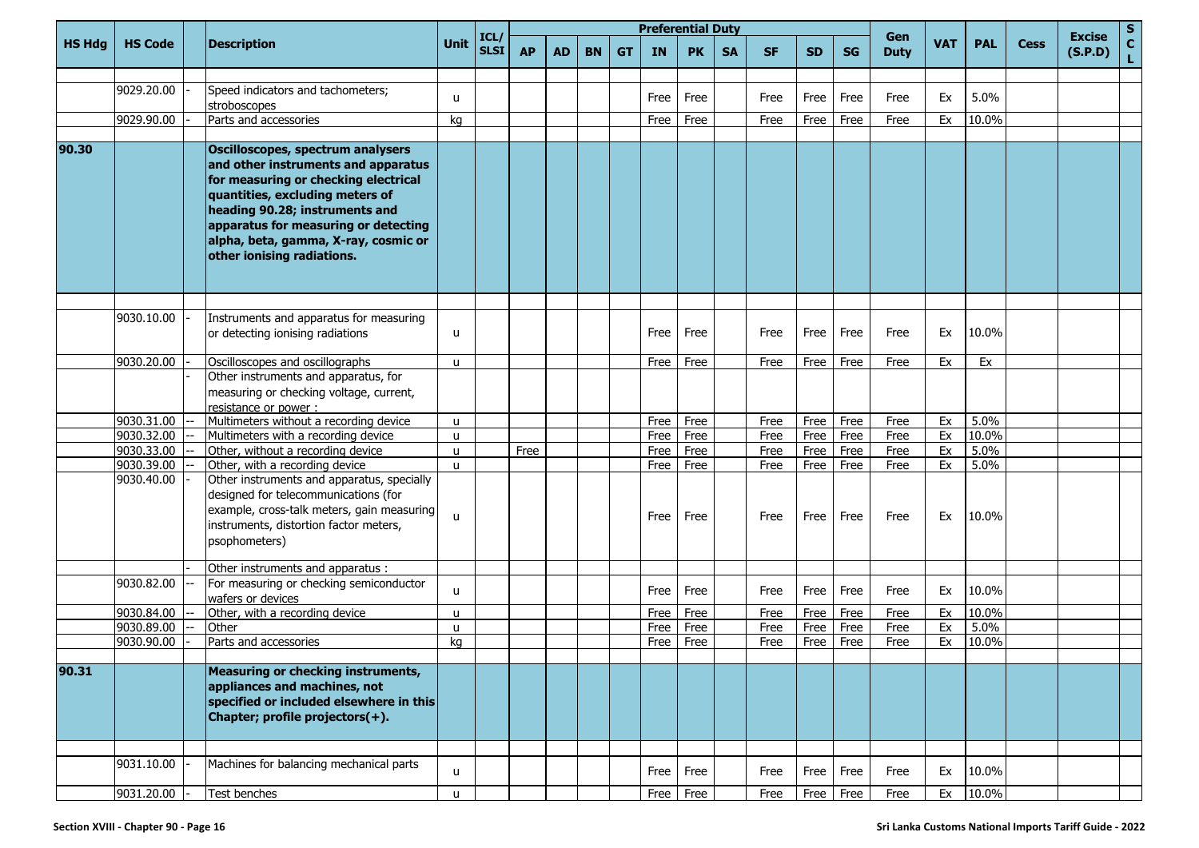| HS Hdg | HS Code | | Description | Unit | ICL/ SLSI | Preferential Duty | | | | | | | | | | Gen Duty | VAT | PAL | Cess | Excise (S.P.D) | S C L |
|---|---|---|---|---|---|---|---|---|---|---|---|---|---|---|---|---|---|---|---|---|---|
| | | | | | | AP | AD | BN | GT | IN | PK | SA | SF | SD | SG | | | | | | |
| | 9029.20.00 | - | Speed indicators and tachometers; stroboscopes | u | | | | | | Free | Free | | Free | Free | Free | Free | Ex | 5.0% | | | |
| | 9029.90.00 | - | Parts and accessories | kg | | | | | | Free | Free | | Free | Free | Free | Free | Ex | 10.0% | | | |
| **90.30** | | | **Oscilloscopes, spectrum analysers and other instruments and apparatus for measuring or checking electrical quantities, excluding meters of heading 90.28; instruments and apparatus for measuring or detecting alpha, beta, gamma, X-ray, cosmic or other ionising radiations.** | | | | | | | | | | | | | | | | | | |
| | 9030.10.00 | - | Instruments and apparatus for measuring or detecting ionising radiations | u | | | | | | Free | Free | | Free | Free | Free | Free | Ex | 10.0% | | | |
| | 9030.20.00 | - | Oscilloscopes and oscillographs | u | | | | | | Free | Free | | Free | Free | Free | Free | Ex | Ex | | | |
| | | - | Other instruments and apparatus, for measuring or checking voltage, current, resistance or power : | | | | | | | | | | | | | | | | | | |
| | 9030.31.00 | -- | Multimeters without a recording device | u | | | | | | Free | Free | | Free | Free | Free | Free | Ex | 5.0% | | | |
| | 9030.32.00 | -- | Multimeters with a recording device | u | | | | | | Free | Free | | Free | Free | Free | Free | Ex | 10.0% | | | |
| | 9030.33.00 | -- | Other, without a recording device | u | | Free | | | | Free | Free | | Free | Free | Free | Free | Ex | 5.0% | | | |
| | 9030.39.00 | -- | Other, with a recording device | u | | | | | | Free | Free | | Free | Free | Free | Free | Ex | 5.0% | | | |
| | 9030.40.00 | - | Other instruments and apparatus, specially designed for telecommunications (for example, cross-talk meters, gain measuring instruments, distortion factor meters, psophometers) | u | | | | | | Free | Free | | Free | Free | Free | Free | Ex | 10.0% | | | |
| | | - | Other instruments and apparatus : | | | | | | | | | | | | | | | | | | |
| | 9030.82.00 | -- | For measuring or checking semiconductor wafers or devices | u | | | | | | Free | Free | | Free | Free | Free | Free | Ex | 10.0% | | | |
| | 9030.84.00 | -- | Other, with a recording device | u | | | | | | Free | Free | | Free | Free | Free | Free | Ex | 10.0% | | | |
| | 9030.89.00 | -- | Other | u | | | | | | Free | Free | | Free | Free | Free | Free | Ex | 5.0% | | | |
| | 9030.90.00 | - | Parts and accessories | kg | | | | | | Free | Free | | Free | Free | Free | Free | Ex | 10.0% | | | |
| **90.31** | | | **Measuring or checking instruments, appliances and machines, not specified or included elsewhere in this Chapter; profile projectors(+).** | | | | | | | | | | | | | | | | | | |
| | 9031.10.00 | - | Machines for balancing mechanical parts | u | | | | | | Free | Free | | Free | Free | Free | Free | Ex | 10.0% | | | |
| | 9031.20.00 | - | Test benches | u | | | | | | Free | Free | | Free | Free | Free | Free | Ex | 10.0% | | | |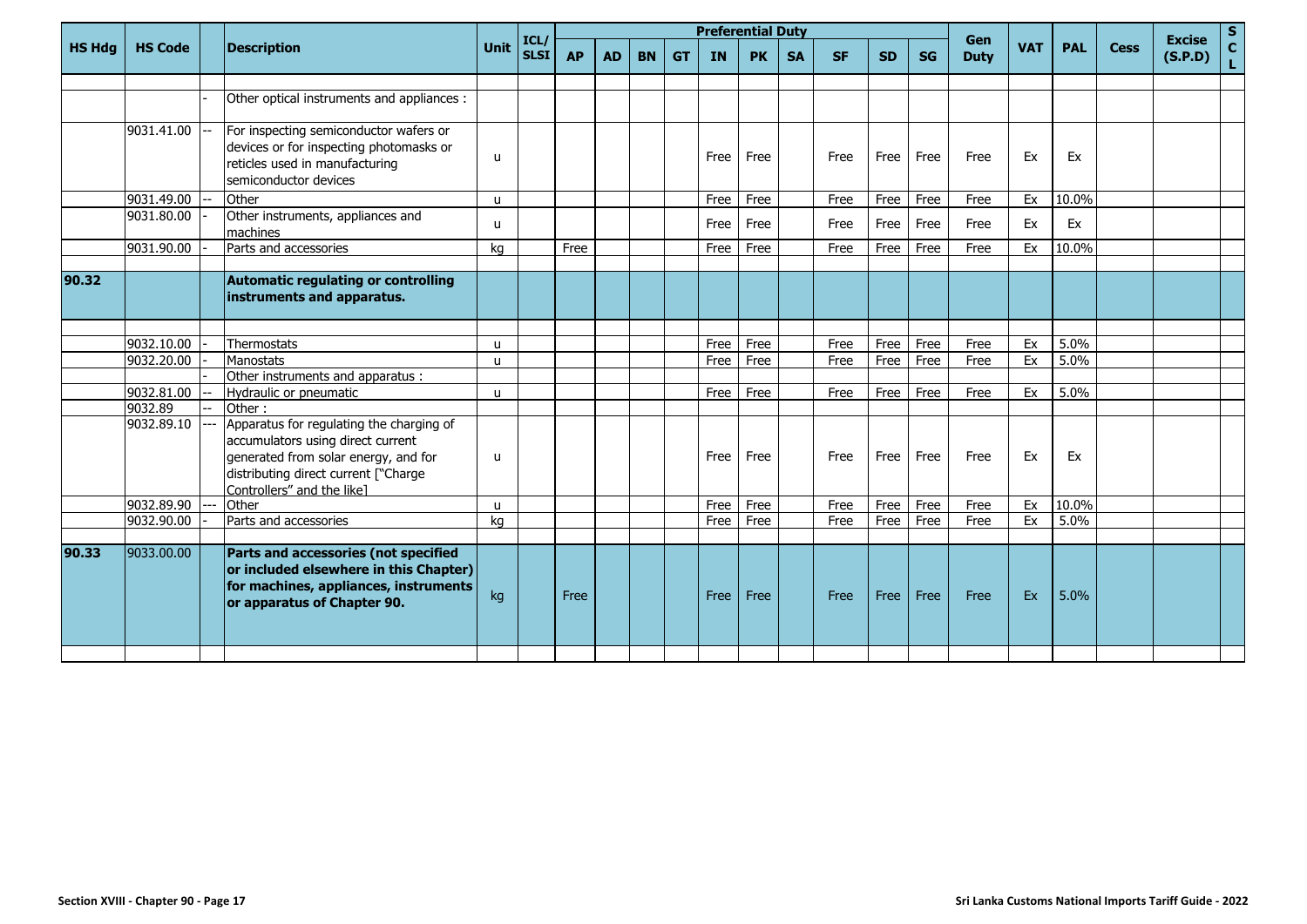| HS Hdg | HS Code | | Description | Unit | ICL/ SLSI | Preferential Duty | | | | | | | | | | Gen Duty | VAT | PAL | Cess | Excise (S.P.D) | S C L |
|---|---|---|---|---|---|---|---|---|---|---|---|---|---|---|---|---|---|---|---|---|---|
| | | | | | | AP | AD | BN | GT | IN | PK | SA | SF | SD | SG | | | | | | |
| | | - | Other optical instruments and appliances : | | | | | | | | | | | | | | | | | | |
| | 9031.41.00 | -- | For inspecting semiconductor wafers or devices or for inspecting photomasks or reticles used in manufacturing semiconductor devices | u | | | | | | Free | Free | | Free | Free | Free | Free | Ex | Ex | | | |
| | 9031.49.00 | -- | Other | u | | | | | | Free | Free | | Free | Free | Free | Free | Ex | 10.0% | | | |
| | 9031.80.00 | - | Other instruments, appliances and machines | u | | | | | | Free | Free | | Free | Free | Free | Free | Ex | Ex | | | |
| | 9031.90.00 | - | Parts and accessories | kg | | Free | | | | Free | Free | | Free | Free | Free | Free | Ex | 10.0% | | | |
| **90.32** | | | **Automatic regulating or controlling instruments and apparatus.** | | | | | | | | | | | | | | | | | | |
| | 9032.10.00 | - | Thermostats | u | | | | | | Free | Free | | Free | Free | Free | Free | Ex | 5.0% | | | |
| | 9032.20.00 | - | Manostats | u | | | | | | Free | Free | | Free | Free | Free | Free | Ex | 5.0% | | | |
| | | - | Other instruments and apparatus : | | | | | | | | | | | | | | | | | | |
| | 9032.81.00 | -- | Hydraulic or pneumatic | u | | | | | | Free | Free | | Free | Free | Free | Free | Ex | 5.0% | | | |
| | 9032.89 | -- | Other : | | | | | | | | | | | | | | | | | | |
| | 9032.89.10 | --- | Apparatus for regulating the charging of accumulators using direct current generated from solar energy, and for distributing direct current ["Charge Controllers" and the like] | u | | | | | | Free | Free | | Free | Free | Free | Free | Ex | Ex | | | |
| | 9032.89.90 | --- | Other | u | | | | | | Free | Free | | Free | Free | Free | Free | Ex | 10.0% | | | |
| | 9032.90.00 | - | Parts and accessories | kg | | | | | | Free | Free | | Free | Free | Free | Free | Ex | 5.0% | | | |
| **90.33** | 9033.00.00 | | **Parts and accessories (not specified or included elsewhere in this Chapter) for machines, appliances, instruments or apparatus of Chapter 90.** | kg | | Free | | | | Free | Free | | Free | Free | Free | Free | Ex | 5.0% | | | |